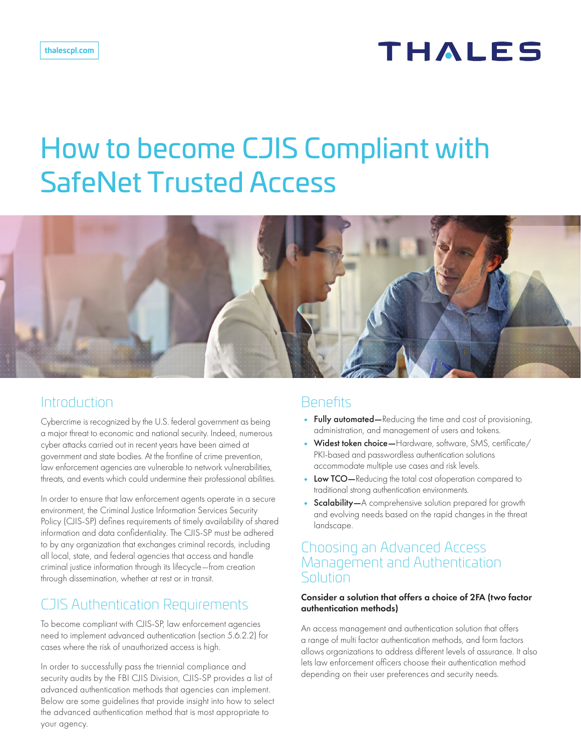# How to become CJIS Compliant with SafeNet Trusted Access

## Introduction

Cybercrime is recognized by the U.S. federal government as being a major threat to economic and national security. Indeed, numerous cyber attacks carried out in recent years have been aimed at government and state bodies. At the frontline of crime prevention, law enforcement agencies are vulnerable to network vulnerabilities, threats, and events which could undermine their professional abilities.

In order to ensure that law enforcement agents operate in a secure environment, the Criminal Justice Information Services Security Policy (CJIS-SP) defines requirements of timely availability of shared information and data confidentiality. The CJIS-SP must be adhered to by any organization that exchanges criminal records, including all local, state, and federal agencies that access and handle criminal justice information through its lifecycle—from creation through dissemination, whether at rest or in transit.

## CJIS Authentication Requirements

To become compliant with CJIS-SP, law enforcement agencies need to implement advanced authentication (section 5.6.2.2) for cases where the risk of unauthorized access is high.

In order to successfully pass the triennial compliance and security audits by the FBI CJIS Division, CJIS-SP provides a list of advanced authentication methods that agencies can implement. Below are some guidelines that provide insight into how to select the advanced authentication method that is most appropriate to your agency.

## Benefits

- **Fully automated—**Reducing the time and cost of provisioning, administration, and management of users and tokens.
- **Widest token choice—**Hardware, software, SMS, certificate/PKI-based and passwordless authentication solutions accommodate multiple use cases and risk levels.
- **Low TCO—**Reducing the total cost ofoperation compared to traditional strong authentication environments.
- **Scalability—**A comprehensive solution prepared for growth and evolving needs based on the rapid changes in the threat landscape.

## Choosing an Advanced Access Management and Authentication Solution

**Consider a solution that offers a choice of 2FA (two factor authentication methods)**

An access management and authentication solution that offers a range of multi factor authentication methods, and form factors allows organizations to address different levels of assurance. It also lets law enforcement officers choose their authentication method depending on their user preferences and security needs.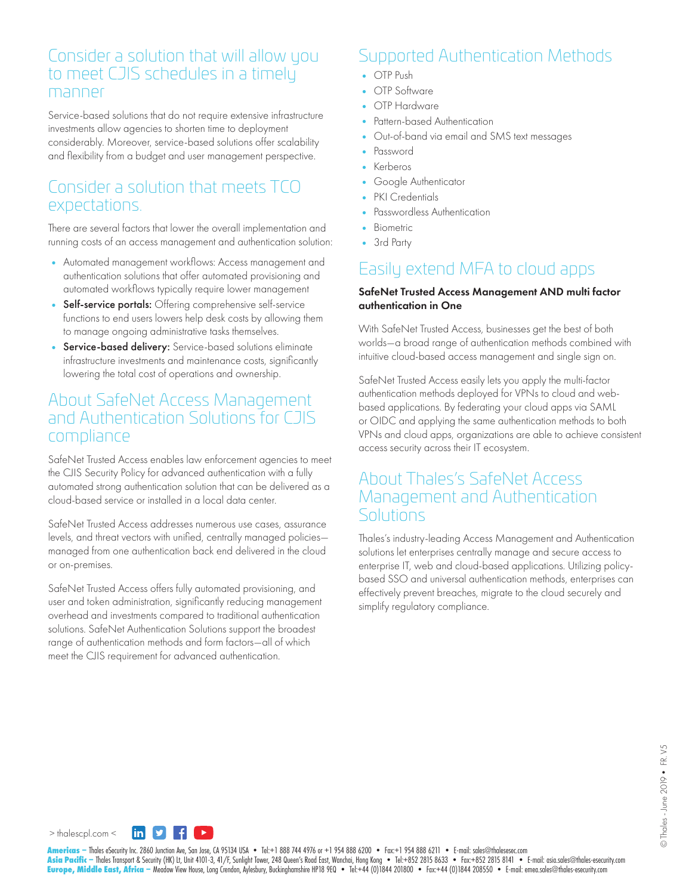## Consider a solution that will allow you to meet CJIS schedules in a timely manner

Service-based solutions that do not require extensive infrastructure investments allow agencies to shorten time to deployment considerably. Moreover, service-based solutions offer scalability and flexibility from a budget and user management perspective.

## Consider a solution that meets TCO expectations.

There are several factors that lower the overall implementation and running costs of an access management and authentication solution:

- Automated management workflows: Access management and authentication solutions that offer automated provisioning and automated workflows typically require lower management
- **Self-service portals:** Offering comprehensive self-service functions to end users lowers help desk costs by allowing them to manage ongoing administrative tasks themselves.
- **Service-based delivery:** Service-based solutions eliminate infrastructure investments and maintenance costs, significantly lowering the total cost of operations and ownership.

## About SafeNet Access Management and Authentication Solutions for CJIS compliance

SafeNet Trusted Access enables law enforcement agencies to meet the CJIS Security Policy for advanced authentication with a fully automated strong authentication solution that can be delivered as a cloud-based service or installed in a local data center.

SafeNet Trusted Access addresses numerous use cases, assurance levels, and threat vectors with unified, centrally managed policies—managed from one authentication back end delivered in the cloud or on-premises.

SafeNet Trusted Access offers fully automated provisioning, and user and token administration, significantly reducing management overhead and investments compared to traditional authentication solutions. SafeNet Authentication Solutions support the broadest range of authentication methods and form factors—all of which meet the CJIS requirement for advanced authentication.

## Supported Authentication Methods

- OTP Push
- OTP Software
- OTP Hardware
- Pattern-based Authentication
- Out-of-band via email and SMS text messages
- Password
- Kerberos
- Google Authenticator
- PKI Credentials
- Passwordless Authentication
- Biometric
- 3rd Party

## Easily extend MFA to cloud apps

**SafeNet Trusted Access Management AND multi factor authentication in One**

With SafeNet Trusted Access, businesses get the best of both worlds—a broad range of authentication methods combined with intuitive cloud-based access management and single sign on.

SafeNet Trusted Access easily lets you apply the multi-factor authentication methods deployed for VPNs to cloud and web-based applications. By federating your cloud apps via SAML or OIDC and applying the same authentication methods to both VPNs and cloud apps, organizations are able to achieve consistent access security across their IT ecosystem.

## About Thales's SafeNet Access Management and Authentication Solutions

Thales's industry-leading Access Management and Authentication solutions let enterprises centrally manage and secure access to enterprise IT, web and cloud-based applications. Utilizing policy-based SSO and universal authentication methods, enterprises can effectively prevent breaches, migrate to the cloud securely and simplify regulatory compliance.

> thalescpl.com <

**Americas –** Thales eSecurity Inc. 2860 Junction Ave, San Jose, CA 95134 USA • Tel:+1 888 744 4976 or +1 954 888 6200 • Fax:+1 954 888 6211 • E-mail: sales@thalesesec.com
**Asia Pacific –** Thales Transport & Security (HK) Lt, Unit 4101-3, 41/F, Sunlight Tower, 248 Queen's Road East, Wanchai, Hong Kong • Tel:+852 2815 8633 • Fax:+852 2815 8141 • E-mail: asia.sales@thales-esecurity.com
**Europe, Middle East, Africa –** Meadow View House, Long Crendon, Aylesbury, Buckinghamshire HP18 9EQ • Tel:+44 (0)1844 201800 • Fax:+44 (0)1844 208550 • E-mail: emea.sales@thales-esecurity.com

© Thales - June 2019 • FR, V5